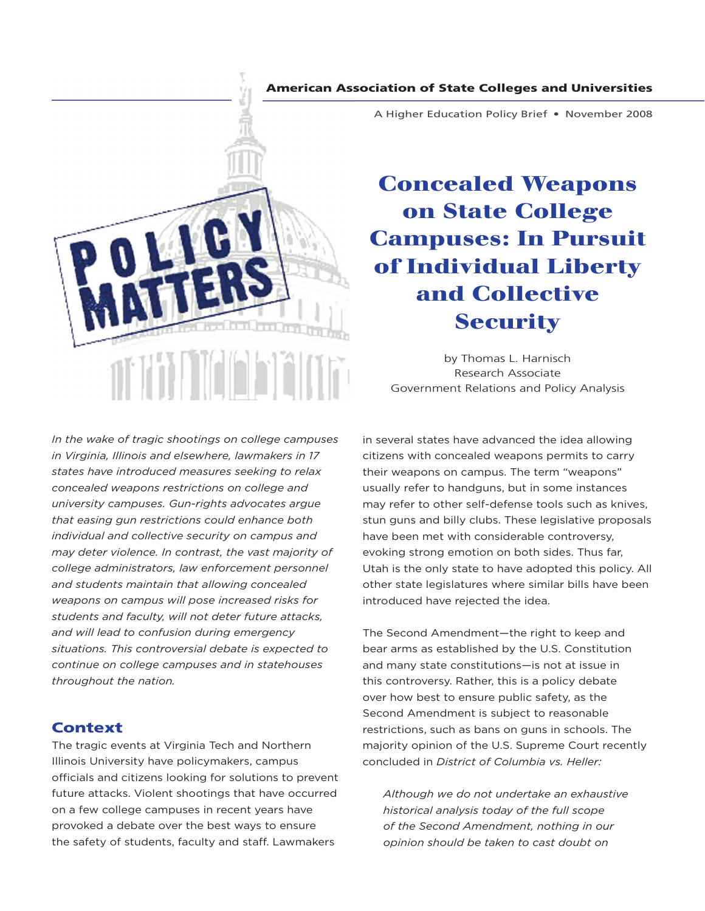American Association of State Colleges and Universities

A Higher Education Policy Brief • November 2008

POLICY MATTERS

# Concealed Weapons on State College Campuses: In Pursuit of Individual Liberty and Collective Security

by Thomas L. Harnisch
Research Associate
Government Relations and Policy Analysis

*In the wake of tragic shootings on college campuses in Virginia, Illinois and elsewhere, lawmakers in 17 states have introduced measures seeking to relax concealed weapons restrictions on college and university campuses. Gun-rights advocates argue that easing gun restrictions could enhance both individual and collective security on campus and may deter violence. In contrast, the vast majority of college administrators, law enforcement personnel and students maintain that allowing concealed weapons on campus will pose increased risks for students and faculty, will not deter future attacks, and will lead to confusion during emergency situations. This controversial debate is expected to continue on college campuses and in statehouses throughout the nation.*

## Context

The tragic events at Virginia Tech and Northern Illinois University have policymakers, campus officials and citizens looking for solutions to prevent future attacks. Violent shootings that have occurred on a few college campuses in recent years have provoked a debate over the best ways to ensure the safety of students, faculty and staff. Lawmakers in several states have advanced the idea allowing citizens with concealed weapons permits to carry their weapons on campus. The term "weapons" usually refer to handguns, but in some instances may refer to other self-defense tools such as knives, stun guns and billy clubs. These legislative proposals have been met with considerable controversy, evoking strong emotion on both sides. Thus far, Utah is the only state to have adopted this policy. All other state legislatures where similar bills have been introduced have rejected the idea.

The Second Amendment—the right to keep and bear arms as established by the U.S. Constitution and many state constitutions—is not at issue in this controversy. Rather, this is a policy debate over how best to ensure public safety, as the Second Amendment is subject to reasonable restrictions, such as bans on guns in schools. The majority opinion of the U.S. Supreme Court recently concluded in *District of Columbia vs. Heller:*

> *Although we do not undertake an exhaustive historical analysis today of the full scope of the Second Amendment, nothing in our opinion should be taken to cast doubt on*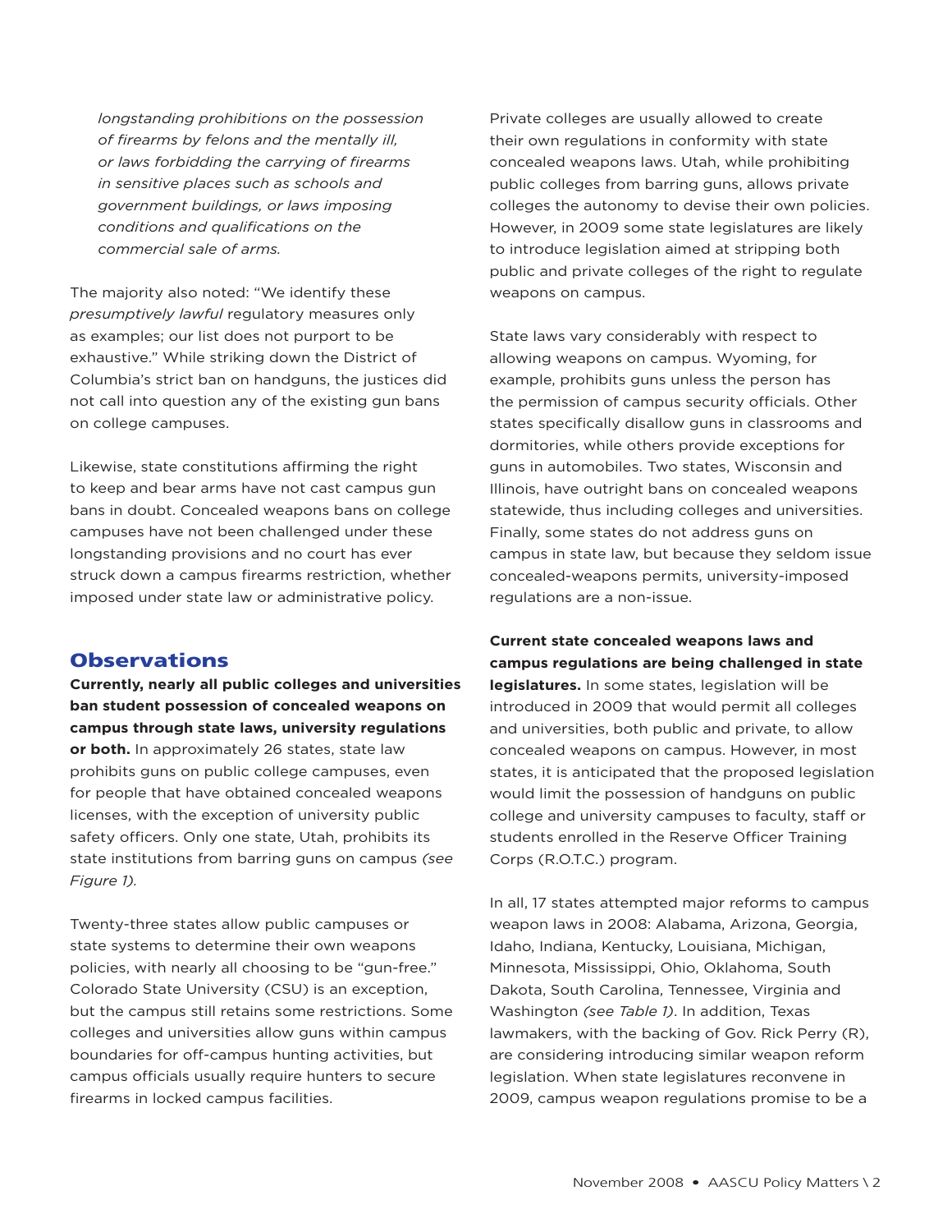> *longstanding prohibitions on the possession of firearms by felons and the mentally ill, or laws forbidding the carrying of firearms in sensitive places such as schools and government buildings, or laws imposing conditions and qualifications on the commercial sale of arms.*

The majority also noted: "We identify these *presumptively lawful* regulatory measures only as examples; our list does not purport to be exhaustive." While striking down the District of Columbia's strict ban on handguns, the justices did not call into question any of the existing gun bans on college campuses.

Likewise, state constitutions affirming the right to keep and bear arms have not cast campus gun bans in doubt. Concealed weapons bans on college campuses have not been challenged under these longstanding provisions and no court has ever struck down a campus firearms restriction, whether imposed under state law or administrative policy.

## Observations

**Currently, nearly all public colleges and universities ban student possession of concealed weapons on campus through state laws, university regulations or both.** In approximately 26 states, state law prohibits guns on public college campuses, even for people that have obtained concealed weapons licenses, with the exception of university public safety officers. Only one state, Utah, prohibits its state institutions from barring guns on campus *(see Figure 1).*

Twenty-three states allow public campuses or state systems to determine their own weapons policies, with nearly all choosing to be "gun-free." Colorado State University (CSU) is an exception, but the campus still retains some restrictions. Some colleges and universities allow guns within campus boundaries for off-campus hunting activities, but campus officials usually require hunters to secure firearms in locked campus facilities.

Private colleges are usually allowed to create their own regulations in conformity with state concealed weapons laws. Utah, while prohibiting public colleges from barring guns, allows private colleges the autonomy to devise their own policies. However, in 2009 some state legislatures are likely to introduce legislation aimed at stripping both public and private colleges of the right to regulate weapons on campus.

State laws vary considerably with respect to allowing weapons on campus. Wyoming, for example, prohibits guns unless the person has the permission of campus security officials. Other states specifically disallow guns in classrooms and dormitories, while others provide exceptions for guns in automobiles. Two states, Wisconsin and Illinois, have outright bans on concealed weapons statewide, thus including colleges and universities. Finally, some states do not address guns on campus in state law, but because they seldom issue concealed-weapons permits, university-imposed regulations are a non-issue.

**Current state concealed weapons laws and campus regulations are being challenged in state legislatures.** In some states, legislation will be introduced in 2009 that would permit all colleges and universities, both public and private, to allow concealed weapons on campus. However, in most states, it is anticipated that the proposed legislation would limit the possession of handguns on public college and university campuses to faculty, staff or students enrolled in the Reserve Officer Training Corps (R.O.T.C.) program.

In all, 17 states attempted major reforms to campus weapon laws in 2008: Alabama, Arizona, Georgia, Idaho, Indiana, Kentucky, Louisiana, Michigan, Minnesota, Mississippi, Ohio, Oklahoma, South Dakota, South Carolina, Tennessee, Virginia and Washington *(see Table 1)*. In addition, Texas lawmakers, with the backing of Gov. Rick Perry (R), are considering introducing similar weapon reform legislation. When state legislatures reconvene in 2009, campus weapon regulations promise to be a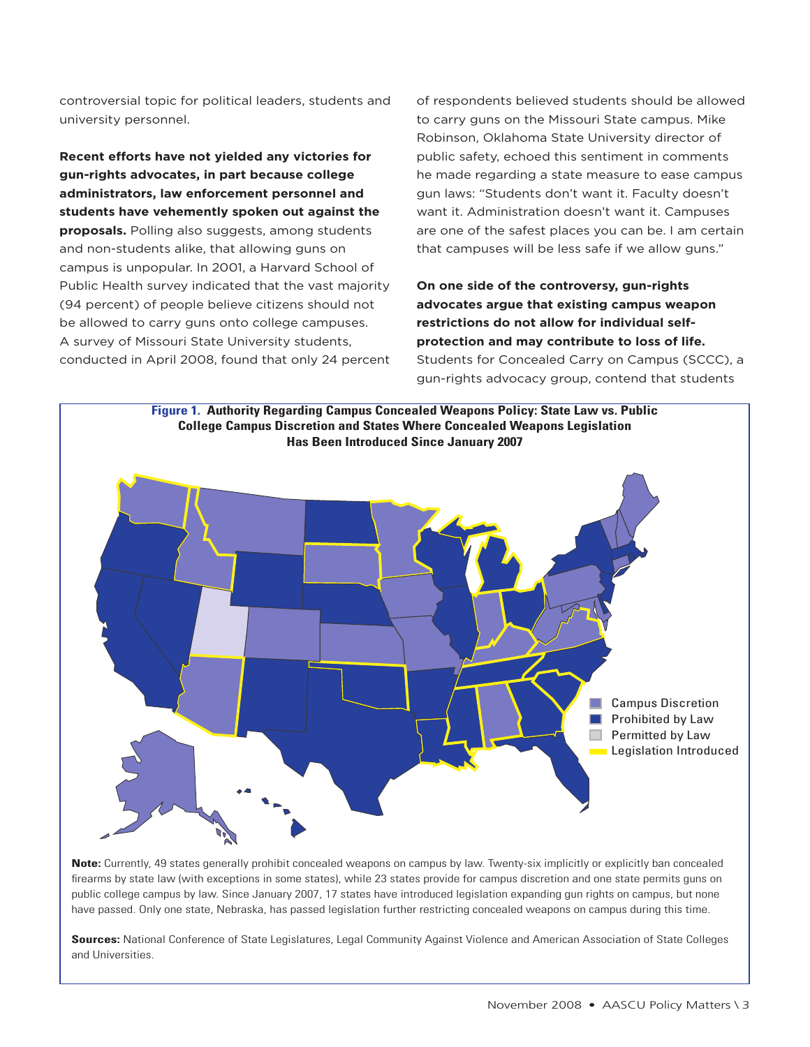controversial topic for political leaders, students and university personnel.

**Recent efforts have not yielded any victories for gun-rights advocates, in part because college administrators, law enforcement personnel and students have vehemently spoken out against the proposals.** Polling also suggests, among students and non-students alike, that allowing guns on campus is unpopular. In 2001, a Harvard School of Public Health survey indicated that the vast majority (94 percent) of people believe citizens should not be allowed to carry guns onto college campuses. A survey of Missouri State University students, conducted in April 2008, found that only 24 percent of respondents believed students should be allowed to carry guns on the Missouri State campus. Mike Robinson, Oklahoma State University director of public safety, echoed this sentiment in comments he made regarding a state measure to ease campus gun laws: "Students don't want it. Faculty doesn't want it. Administration doesn't want it. Campuses are one of the safest places you can be. I am certain that campuses will be less safe if we allow guns."

**On one side of the controversy, gun-rights advocates argue that existing campus weapon restrictions do not allow for individual self-protection and may contribute to loss of life.** Students for Concealed Carry on Campus (SCCC), a gun-rights advocacy group, contend that students

**Figure 1. Authority Regarding Campus Concealed Weapons Policy: State Law vs. Public College Campus Discretion and States Where Concealed Weapons Legislation Has Been Introduced Since January 2007**

Campus Discretion
Prohibited by Law
Permitted by Law
Legislation Introduced

**Note:** Currently, 49 states generally prohibit concealed weapons on campus by law. Twenty-six implicitly or explicitly ban concealed firearms by state law (with exceptions in some states), while 23 states provide for campus discretion and one state permits guns on public college campus by law. Since January 2007, 17 states have introduced legislation expanding gun rights on campus, but none have passed. Only one state, Nebraska, has passed legislation further restricting concealed weapons on campus during this time.

**Sources:** National Conference of State Legislatures, Legal Community Against Violence and American Association of State Colleges and Universities.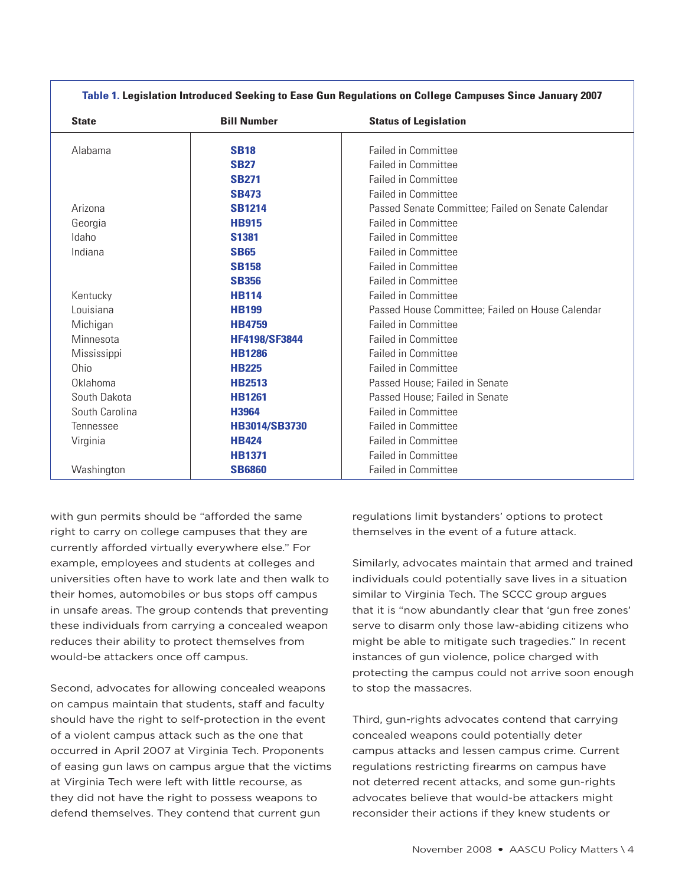**Table 1. Legislation Introduced Seeking to Ease Gun Regulations on College Campuses Since January 2007**

| State | Bill Number | Status of Legislation |
|---|---|---|
| Alabama | SB18 | Failed in Committee |
| | SB27 | Failed in Committee |
| | SB271 | Failed in Committee |
| | SB473 | Failed in Committee |
| Arizona | SB1214 | Passed Senate Committee; Failed on Senate Calendar |
| Georgia | HB915 | Failed in Committee |
| Idaho | S1381 | Failed in Committee |
| Indiana | SB65 | Failed in Committee |
| | SB158 | Failed in Committee |
| | SB356 | Failed in Committee |
| Kentucky | HB114 | Failed in Committee |
| Louisiana | HB199 | Passed House Committee; Failed on House Calendar |
| Michigan | HB4759 | Failed in Committee |
| Minnesota | HF4198/SF3844 | Failed in Committee |
| Mississippi | HB1286 | Failed in Committee |
| Ohio | HB225 | Failed in Committee |
| Oklahoma | HB2513 | Passed House; Failed in Senate |
| South Dakota | HB1261 | Passed House; Failed in Senate |
| South Carolina | H3964 | Failed in Committee |
| Tennessee | HB3014/SB3730 | Failed in Committee |
| Virginia | HB424 | Failed in Committee |
| | HB1371 | Failed in Committee |
| Washington | SB6860 | Failed in Committee |

with gun permits should be "afforded the same right to carry on college campuses that they are currently afforded virtually everywhere else." For example, employees and students at colleges and universities often have to work late and then walk to their homes, automobiles or bus stops off campus in unsafe areas. The group contends that preventing these individuals from carrying a concealed weapon reduces their ability to protect themselves from would-be attackers once off campus.

Second, advocates for allowing concealed weapons on campus maintain that students, staff and faculty should have the right to self-protection in the event of a violent campus attack such as the one that occurred in April 2007 at Virginia Tech. Proponents of easing gun laws on campus argue that the victims at Virginia Tech were left with little recourse, as they did not have the right to possess weapons to defend themselves. They contend that current gun regulations limit bystanders' options to protect themselves in the event of a future attack.

Similarly, advocates maintain that armed and trained individuals could potentially save lives in a situation similar to Virginia Tech. The SCCC group argues that it is "now abundantly clear that 'gun free zones' serve to disarm only those law-abiding citizens who might be able to mitigate such tragedies." In recent instances of gun violence, police charged with protecting the campus could not arrive soon enough to stop the massacres.

Third, gun-rights advocates contend that carrying concealed weapons could potentially deter campus attacks and lessen campus crime. Current regulations restricting firearms on campus have not deterred recent attacks, and some gun-rights advocates believe that would-be attackers might reconsider their actions if they knew students or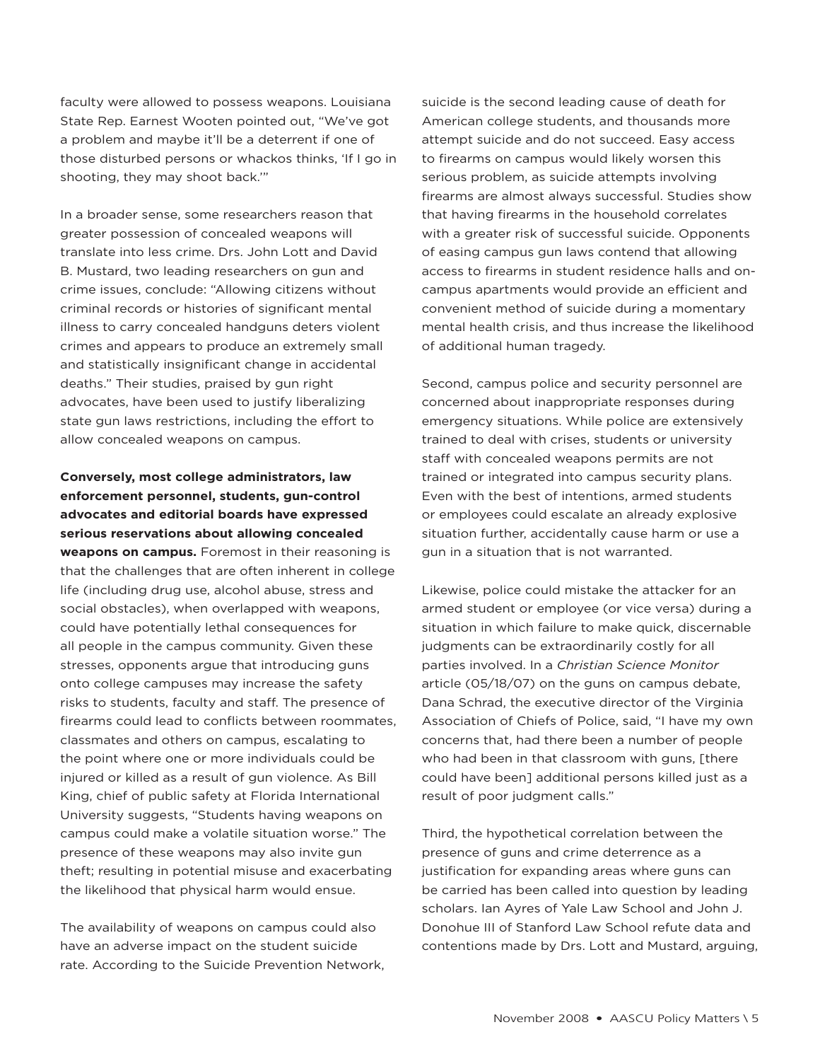faculty were allowed to possess weapons. Louisiana State Rep. Earnest Wooten pointed out, "We've got a problem and maybe it'll be a deterrent if one of those disturbed persons or whackos thinks, 'If I go in shooting, they may shoot back.'"

In a broader sense, some researchers reason that greater possession of concealed weapons will translate into less crime. Drs. John Lott and David B. Mustard, two leading researchers on gun and crime issues, conclude: "Allowing citizens without criminal records or histories of significant mental illness to carry concealed handguns deters violent crimes and appears to produce an extremely small and statistically insignificant change in accidental deaths." Their studies, praised by gun right advocates, have been used to justify liberalizing state gun laws restrictions, including the effort to allow concealed weapons on campus.

**Conversely, most college administrators, law enforcement personnel, students, gun-control advocates and editorial boards have expressed serious reservations about allowing concealed weapons on campus.** Foremost in their reasoning is that the challenges that are often inherent in college life (including drug use, alcohol abuse, stress and social obstacles), when overlapped with weapons, could have potentially lethal consequences for all people in the campus community. Given these stresses, opponents argue that introducing guns onto college campuses may increase the safety risks to students, faculty and staff. The presence of firearms could lead to conflicts between roommates, classmates and others on campus, escalating to the point where one or more individuals could be injured or killed as a result of gun violence. As Bill King, chief of public safety at Florida International University suggests, "Students having weapons on campus could make a volatile situation worse." The presence of these weapons may also invite gun theft; resulting in potential misuse and exacerbating the likelihood that physical harm would ensue.

The availability of weapons on campus could also have an adverse impact on the student suicide rate. According to the Suicide Prevention Network, suicide is the second leading cause of death for American college students, and thousands more attempt suicide and do not succeed. Easy access to firearms on campus would likely worsen this serious problem, as suicide attempts involving firearms are almost always successful. Studies show that having firearms in the household correlates with a greater risk of successful suicide. Opponents of easing campus gun laws contend that allowing access to firearms in student residence halls and on-campus apartments would provide an efficient and convenient method of suicide during a momentary mental health crisis, and thus increase the likelihood of additional human tragedy.

Second, campus police and security personnel are concerned about inappropriate responses during emergency situations. While police are extensively trained to deal with crises, students or university staff with concealed weapons permits are not trained or integrated into campus security plans. Even with the best of intentions, armed students or employees could escalate an already explosive situation further, accidentally cause harm or use a gun in a situation that is not warranted.

Likewise, police could mistake the attacker for an armed student or employee (or vice versa) during a situation in which failure to make quick, discernable judgments can be extraordinarily costly for all parties involved. In a *Christian Science Monitor* article (05/18/07) on the guns on campus debate, Dana Schrad, the executive director of the Virginia Association of Chiefs of Police, said, "I have my own concerns that, had there been a number of people who had been in that classroom with guns, [there could have been] additional persons killed just as a result of poor judgment calls."

Third, the hypothetical correlation between the presence of guns and crime deterrence as a justification for expanding areas where guns can be carried has been called into question by leading scholars. Ian Ayres of Yale Law School and John J. Donohue III of Stanford Law School refute data and contentions made by Drs. Lott and Mustard, arguing,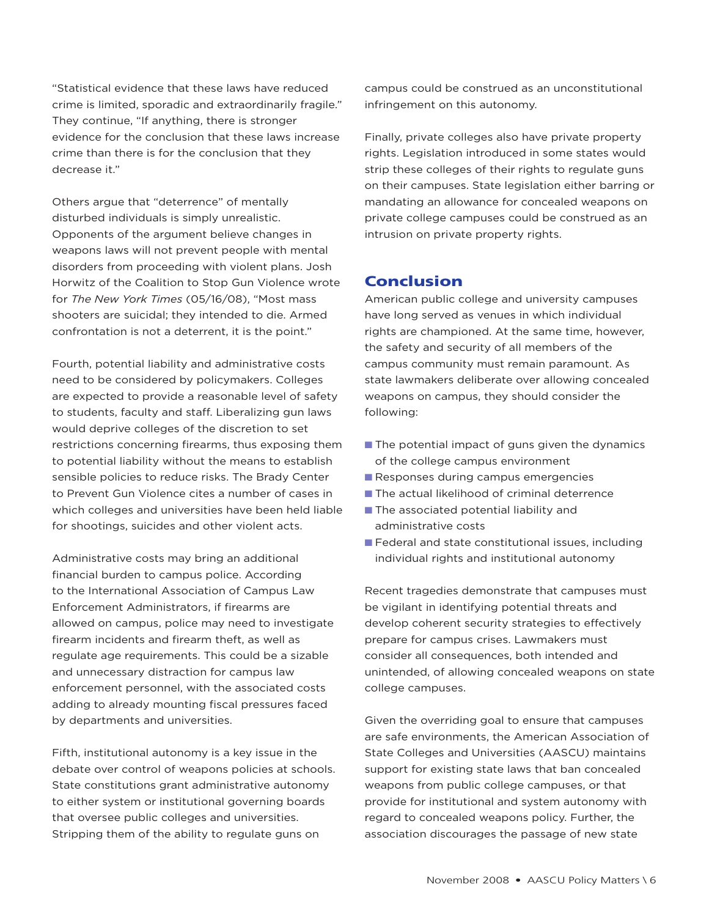"Statistical evidence that these laws have reduced crime is limited, sporadic and extraordinarily fragile." They continue, "If anything, there is stronger evidence for the conclusion that these laws increase crime than there is for the conclusion that they decrease it."

Others argue that "deterrence" of mentally disturbed individuals is simply unrealistic. Opponents of the argument believe changes in weapons laws will not prevent people with mental disorders from proceeding with violent plans. Josh Horwitz of the Coalition to Stop Gun Violence wrote for *The New York Times* (05/16/08), "Most mass shooters are suicidal; they intended to die. Armed confrontation is not a deterrent, it is the point."

Fourth, potential liability and administrative costs need to be considered by policymakers. Colleges are expected to provide a reasonable level of safety to students, faculty and staff. Liberalizing gun laws would deprive colleges of the discretion to set restrictions concerning firearms, thus exposing them to potential liability without the means to establish sensible policies to reduce risks. The Brady Center to Prevent Gun Violence cites a number of cases in which colleges and universities have been held liable for shootings, suicides and other violent acts.

Administrative costs may bring an additional financial burden to campus police. According to the International Association of Campus Law Enforcement Administrators, if firearms are allowed on campus, police may need to investigate firearm incidents and firearm theft, as well as regulate age requirements. This could be a sizable and unnecessary distraction for campus law enforcement personnel, with the associated costs adding to already mounting fiscal pressures faced by departments and universities.

Fifth, institutional autonomy is a key issue in the debate over control of weapons policies at schools. State constitutions grant administrative autonomy to either system or institutional governing boards that oversee public colleges and universities. Stripping them of the ability to regulate guns on campus could be construed as an unconstitutional infringement on this autonomy.

Finally, private colleges also have private property rights. Legislation introduced in some states would strip these colleges of their rights to regulate guns on their campuses. State legislation either barring or mandating an allowance for concealed weapons on private college campuses could be construed as an intrusion on private property rights.

## Conclusion

American public college and university campuses have long served as venues in which individual rights are championed. At the same time, however, the safety and security of all members of the campus community must remain paramount. As state lawmakers deliberate over allowing concealed weapons on campus, they should consider the following:

- The potential impact of guns given the dynamics of the college campus environment
- Responses during campus emergencies
- The actual likelihood of criminal deterrence
- The associated potential liability and administrative costs
- Federal and state constitutional issues, including individual rights and institutional autonomy

Recent tragedies demonstrate that campuses must be vigilant in identifying potential threats and develop coherent security strategies to effectively prepare for campus crises. Lawmakers must consider all consequences, both intended and unintended, of allowing concealed weapons on state college campuses.

Given the overriding goal to ensure that campuses are safe environments, the American Association of State Colleges and Universities (AASCU) maintains support for existing state laws that ban concealed weapons from public college campuses, or that provide for institutional and system autonomy with regard to concealed weapons policy. Further, the association discourages the passage of new state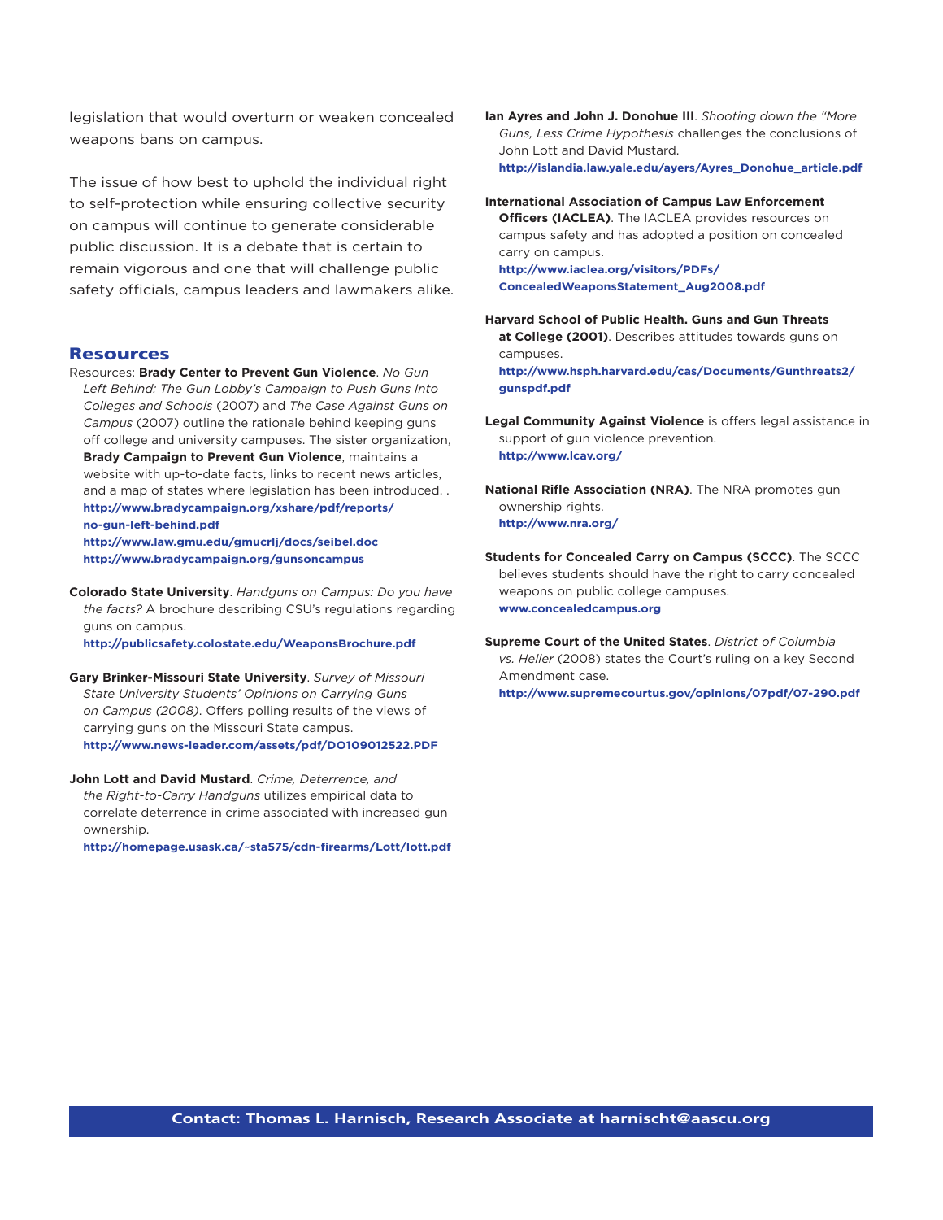legislation that would overturn or weaken concealed weapons bans on campus.

The issue of how best to uphold the individual right to self-protection while ensuring collective security on campus will continue to generate considerable public discussion. It is a debate that is certain to remain vigorous and one that will challenge public safety officials, campus leaders and lawmakers alike.

## Resources

Resources: **Brady Center to Prevent Gun Violence**. *No Gun Left Behind: The Gun Lobby's Campaign to Push Guns Into Colleges and Schools* (2007) and *The Case Against Guns on Campus* (2007) outline the rationale behind keeping guns off college and university campuses. The sister organization, **Brady Campaign to Prevent Gun Violence**, maintains a website with up-to-date facts, links to recent news articles, and a map of states where legislation has been introduced. .
**http://www.bradycampaign.org/xshare/pdf/reports/no-gun-left-behind.pdf**
**http://www.law.gmu.edu/gmucrlj/docs/seibel.doc**
**http://www.bradycampaign.org/gunsoncampus**

**Colorado State University**. *Handguns on Campus: Do you have the facts?* A brochure describing CSU's regulations regarding guns on campus.
**http://publicsafety.colostate.edu/WeaponsBrochure.pdf**

**Gary Brinker-Missouri State University**. *Survey of Missouri State University Students' Opinions on Carrying Guns on Campus (2008)*. Offers polling results of the views of carrying guns on the Missouri State campus.
**http://www.news-leader.com/assets/pdf/DO109012522.PDF**

**John Lott and David Mustard**. *Crime, Deterrence, and the Right-to-Carry Handguns* utilizes empirical data to correlate deterrence in crime associated with increased gun ownership.
**http://homepage.usask.ca/~sta575/cdn-firearms/Lott/lott.pdf**

**Ian Ayres and John J. Donohue III**. *Shooting down the "More Guns, Less Crime Hypothesis* challenges the conclusions of John Lott and David Mustard.
**http://islandia.law.yale.edu/ayers/Ayres_Donohue_article.pdf**

**International Association of Campus Law Enforcement Officers (IACLEA)**. The IACLEA provides resources on campus safety and has adopted a position on concealed carry on campus.
**http://www.iaclea.org/visitors/PDFs/ConcealedWeaponsStatement_Aug2008.pdf**

**Harvard School of Public Health. Guns and Gun Threats at College (2001)**. Describes attitudes towards guns on campuses.
**http://www.hsph.harvard.edu/cas/Documents/Gunthreats2/gunspdf.pdf**

**Legal Community Against Violence** is offers legal assistance in support of gun violence prevention.
**http://www.lcav.org/**

**National Rifle Association (NRA)**. The NRA promotes gun ownership rights.
**http://www.nra.org/**

**Students for Concealed Carry on Campus (SCCC)**. The SCCC believes students should have the right to carry concealed weapons on public college campuses.
**www.concealedcampus.org**

**Supreme Court of the United States**. *District of Columbia vs. Heller* (2008) states the Court's ruling on a key Second Amendment case.
**http://www.supremecourtus.gov/opinions/07pdf/07-290.pdf**

**Contact: Thomas L. Harnisch, Research Associate at harnischt@aascu.org**